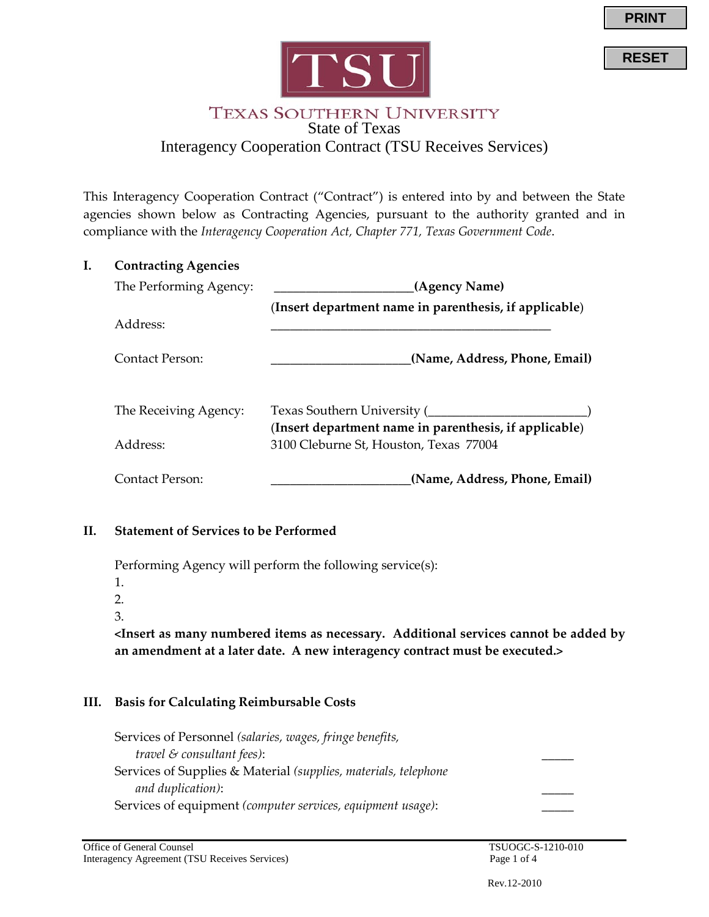PRINT

RESET

TSU

TEXAS SOUTHERN UNIVERSITY

State of Texas

Interagency Cooperation Contract (TSU Receives Services)

This Interagency Cooperation Contract ("Contract") is entered into by and between the State agencies shown below as Contracting Agencies, pursuant to the authority granted and in compliance with the *Interagency Cooperation Act, Chapter 771, Texas Government Code*.

## I. Contracting Agencies

The Performing Agency: _____________________**(Agency Name)**

(**Insert department name in parenthesis, if applicable**)

Address: ___________________________________________

Contact Person: _____________________**(Name, Address, Phone, Email)**

The Receiving Agency: Texas Southern University (_______________________)

(**Insert department name in parenthesis, if applicable**)

Address: 3100 Cleburne St, Houston, Texas 77004

Contact Person: _____________________**(Name, Address, Phone, Email)**

## II. Statement of Services to be Performed

Performing Agency will perform the following service(s):

1.
2.
3.

**<Insert as many numbered items as necessary. Additional services cannot be added by an amendment at a later date. A new interagency contract must be executed.>**

## III. Basis for Calculating Reimbursable Costs

Services of Personnel *(salaries, wages, fringe benefits, travel & consultant fees)*: _____

Services of Supplies & Material *(supplies, materials, telephone and duplication)*: _____

Services of equipment *(computer services, equipment usage)*: _____

Office of General Counsel
Interagency Agreement (TSU Receives Services)

TSUOGC-S-1210-010

Rev.12-2010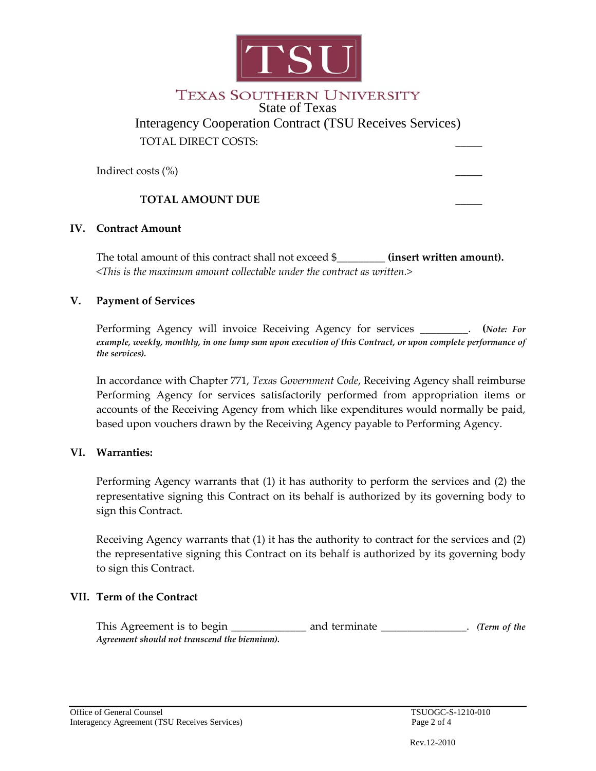State of Texas

Interagency Cooperation Contract (TSU Receives Services)

| | |
|---|---|
| TOTAL DIRECT COSTS: | _____ |
| Indirect costs (%) | _____ |
| **TOTAL AMOUNT DUE** | _____ |

## IV. Contract Amount

The total amount of this contract shall not exceed $_________ **(insert written amount).**
*<This is the maximum amount collectable under the contract as written.>*

## V. Payment of Services

Performing Agency will invoice Receiving Agency for services _________. **(*Note: For example, weekly, monthly, in one lump sum upon execution of this Contract, or upon complete performance of the services*).**

In accordance with Chapter 771, *Texas Government Code*, Receiving Agency shall reimburse Performing Agency for services satisfactorily performed from appropriation items or accounts of the Receiving Agency from which like expenditures would normally be paid, based upon vouchers drawn by the Receiving Agency payable to Performing Agency.

## VI. Warranties:

Performing Agency warrants that (1) it has authority to perform the services and (2) the representative signing this Contract on its behalf is authorized by its governing body to sign this Contract.

Receiving Agency warrants that (1) it has the authority to contract for the services and (2) the representative signing this Contract on its behalf is authorized by its governing body to sign this Contract.

## VII. Term of the Contract

This Agreement is to begin _____________ and terminate _______________. ***(Term of the Agreement should not transcend the biennium).***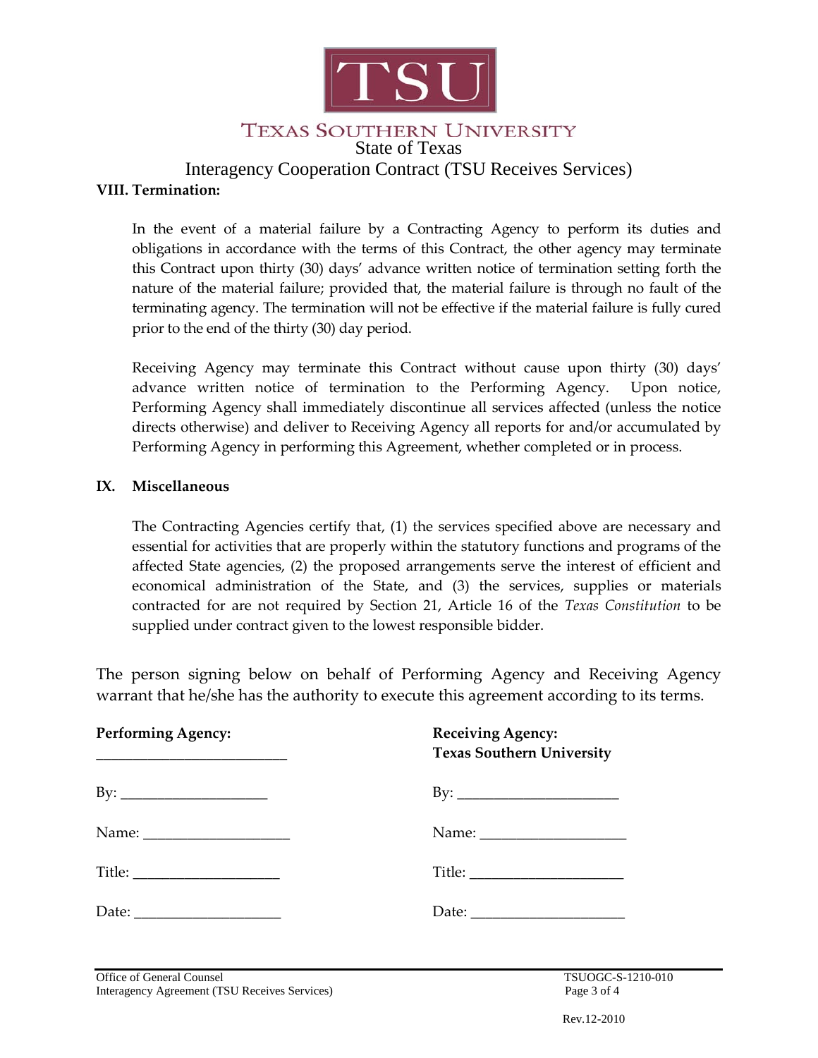## VIII. Termination:

In the event of a material failure by a Contracting Agency to perform its duties and obligations in accordance with the terms of this Contract, the other agency may terminate this Contract upon thirty (30) days' advance written notice of termination setting forth the nature of the material failure; provided that, the material failure is through no fault of the terminating agency. The termination will not be effective if the material failure is fully cured prior to the end of the thirty (30) day period.

Receiving Agency may terminate this Contract without cause upon thirty (30) days' advance written notice of termination to the Performing Agency. Upon notice, Performing Agency shall immediately discontinue all services affected (unless the notice directs otherwise) and deliver to Receiving Agency all reports for and/or accumulated by Performing Agency in performing this Agreement, whether completed or in process.

## IX. Miscellaneous

The Contracting Agencies certify that, (1) the services specified above are necessary and essential for activities that are properly within the statutory functions and programs of the affected State agencies, (2) the proposed arrangements serve the interest of efficient and economical administration of the State, and (3) the services, supplies or materials contracted for are not required by Section 21, Article 16 of the *Texas Constitution* to be supplied under contract given to the lowest responsible bidder.

The person signing below on behalf of Performing Agency and Receiving Agency warrant that he/she has the authority to execute this agreement according to its terms.

| **Performing Agency:** ________________________ | **Receiving Agency:** **Texas Southern University** |
| --- | --- |
| By: ____________________ | By: ____________________ |
| Name: ____________________ | Name: ____________________ |
| Title: ____________________ | Title: ____________________ |
| Date: ____________________ | Date: ____________________ |

Office of General Counsel
Interagency Agreement (TSU Receives Services)

TSUOGC-S-1210-010

Rev.12-2010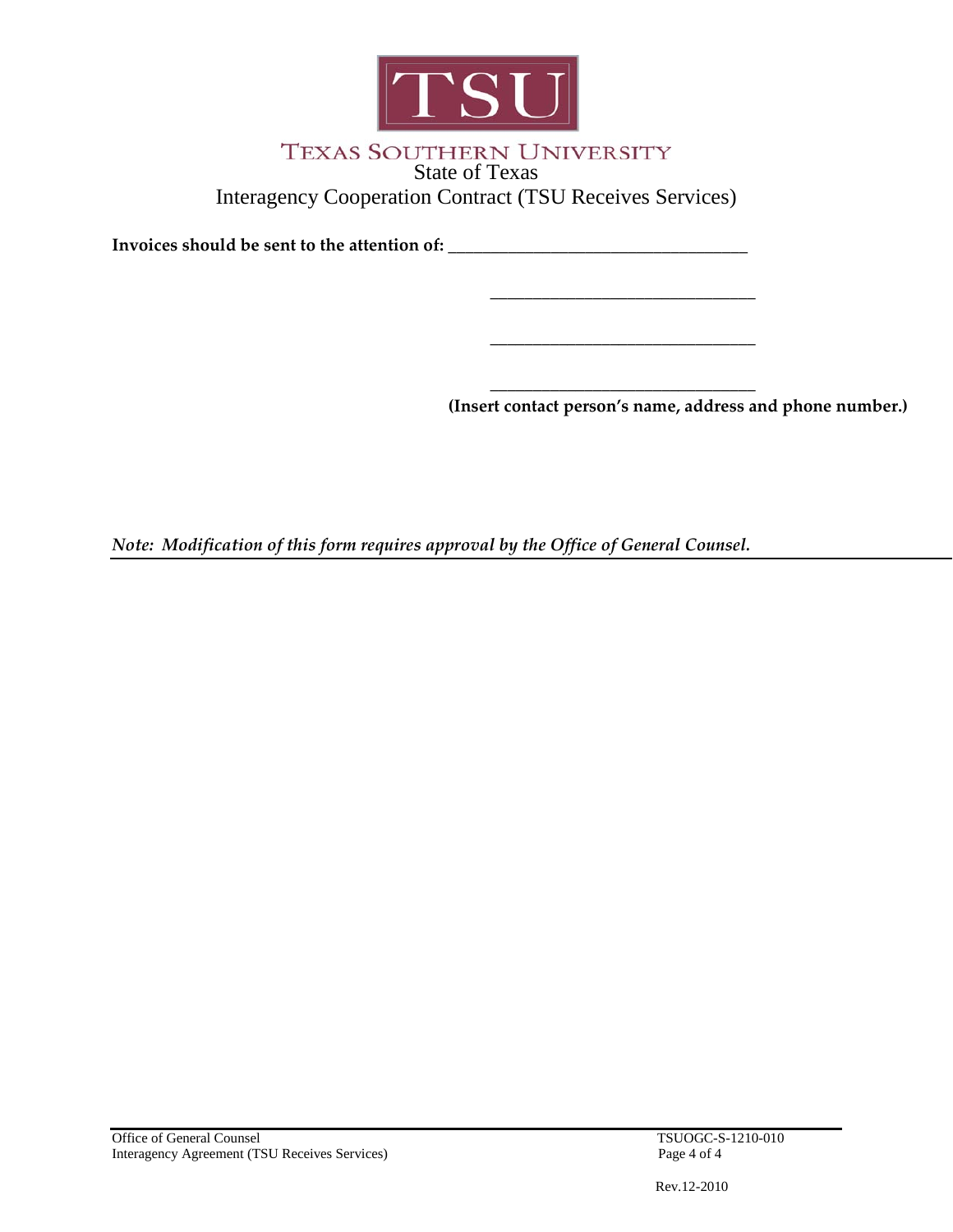TSU

TEXAS SOUTHERN UNIVERSITY

State of Texas

Interagency Cooperation Contract (TSU Receives Services)

**Invoices should be sent to the attention of:** ___________________________________

___________________________________

___________________________________

___________________________________

**(Insert contact person's name, address and phone number.)**

*Note: Modification of this form requires approval by the Office of General Counsel.*

Office of General Counsel
Interagency Agreement (TSU Receives Services)

TSUOGC-S-1210-010

Rev.12-2010